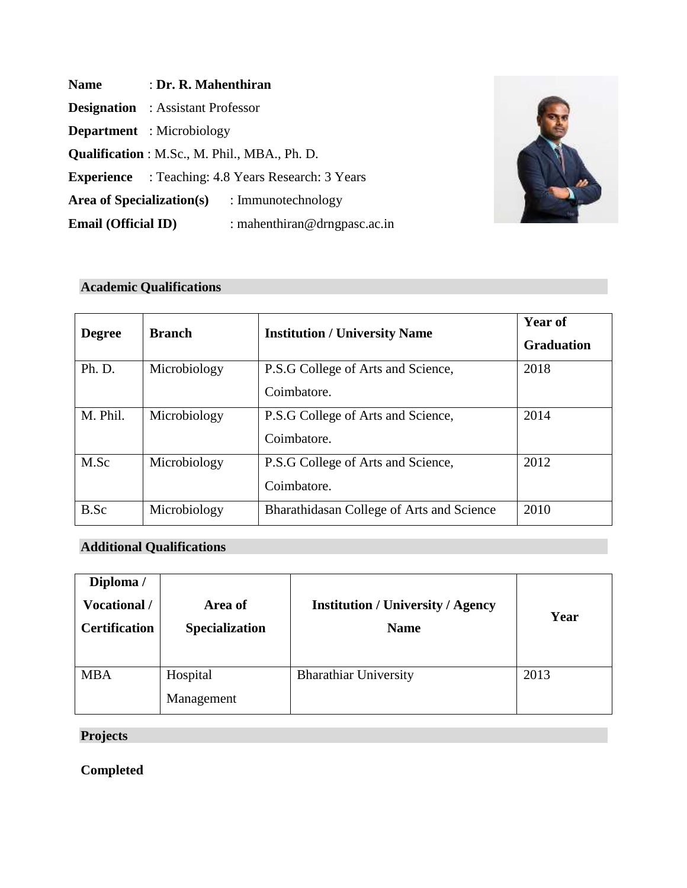**Name** : **Dr. R. Mahenthiran**

**Designation** : Assistant Professor

**Department** : Microbiology

**Qualification** : M.Sc., M. Phil., MBA., Ph. D.

**Experience** : Teaching: 4.8 Years Research: 3 Years

**Area of Specialization(s)** : Immunotechnology

**Email (Official ID)** : mahenthiran@drngpasc.ac.in

## Academic Qualifications

| Degree | Branch | Institution / University Name | Year of Graduation |
|---|---|---|---|
| Ph. D. | Microbiology | P.S.G College of Arts and Science, Coimbatore. | 2018 |
| M. Phil. | Microbiology | P.S.G College of Arts and Science, Coimbatore. | 2014 |
| M.Sc | Microbiology | P.S.G College of Arts and Science, Coimbatore. | 2012 |
| B.Sc | Microbiology | Bharathidasan College of Arts and Science | 2010 |

## Additional Qualifications

| Diploma / Vocational / Certification | Area of Specialization | Institution / University / Agency Name | Year |
|---|---|---|---|
| MBA | Hospital Management | Bharathiar University | 2013 |

## Projects

**Completed**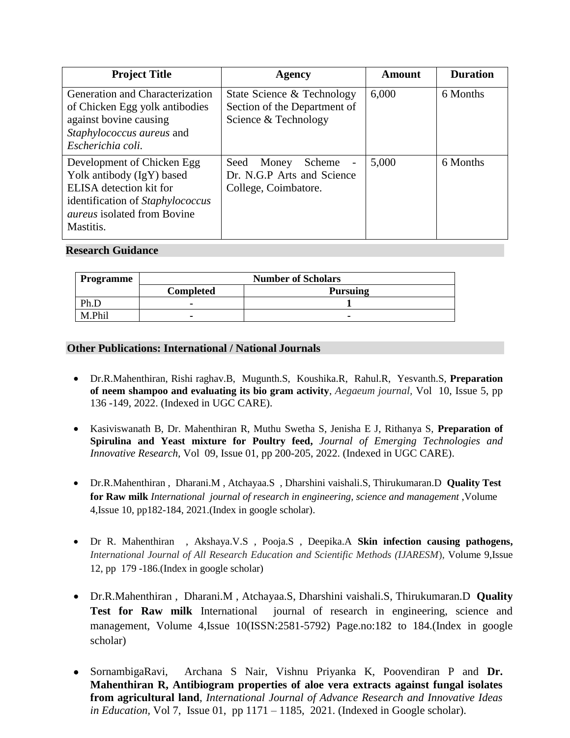| Project Title | Agency | Amount | Duration |
|---|---|---|---|
| Generation and Characterization of Chicken Egg yolk antibodies against bovine causing *Staphylococcus aureus* and *Escherichia coli.* | State Science & Technology Section of the Department of Science & Technology | 6,000 | 6 Months |
| Development of Chicken Egg Yolk antibody (IgY) based ELISA detection kit for identification of *Staphylococcus aureus* isolated from Bovine Mastitis. | Seed Money Scheme - Dr. N.G.P Arts and Science College, Coimbatore. | 5,000 | 6 Months |

## Research Guidance

| Programme | Number of Scholars | |
|---|---|---|
| | **Completed** | **Pursuing** |
| Ph.D | - | 1 |
| M.Phil | - | - |

## Other Publications: International / National Journals

- Dr.R.Mahenthiran, Rishi raghav.B, Mugunth.S, Koushika.R, Rahul.R, Yesvanth.S, **Preparation of neem shampoo and evaluating its bio gram activity**, *Aegaeum journal*, Vol 10, Issue 5, pp 136 -149, 2022. (Indexed in UGC CARE).

- Kasiviswanath B, Dr. Mahenthiran R, Muthu Swetha S, Jenisha E J, Rithanya S, **Preparation of Spirulina and Yeast mixture for Poultry feed,** *Journal of Emerging Technologies and Innovative Research*, Vol 09, Issue 01, pp 200-205, 2022. (Indexed in UGC CARE).

- Dr.R.Mahenthiran , Dharani.M , Atchayaa.S , Dharshini vaishali.S, Thirukumaran.D **Quality Test for Raw milk** *International journal of research in engineering, science and management* ,Volume 4,Issue 10, pp182-184, 2021.(Index in google scholar).

- Dr R. Mahenthiran , Akshaya.V.S , Pooja.S , Deepika.A **Skin infection causing pathogens,** *International Journal of All Research Education and Scientific Methods (IJARESM*), Volume 9,Issue 12, pp 179 -186.(Index in google scholar)

- Dr.R.Mahenthiran , Dharani.M , Atchayaa.S, Dharshini vaishali.S, Thirukumaran.D **Quality Test for Raw milk** International journal of research in engineering, science and management, Volume 4,Issue 10(ISSN:2581-5792) Page.no:182 to 184.(Index in google scholar)

- SornambigaRavi, Archana S Nair, Vishnu Priyanka K, Poovendiran P and **Dr. Mahenthiran R, Antibiogram properties of aloe vera extracts against fungal isolates from agricultural land**, *International Journal of Advance Research and Innovative Ideas in Education*, Vol 7, Issue 01, pp 1171 – 1185, 2021. (Indexed in Google scholar).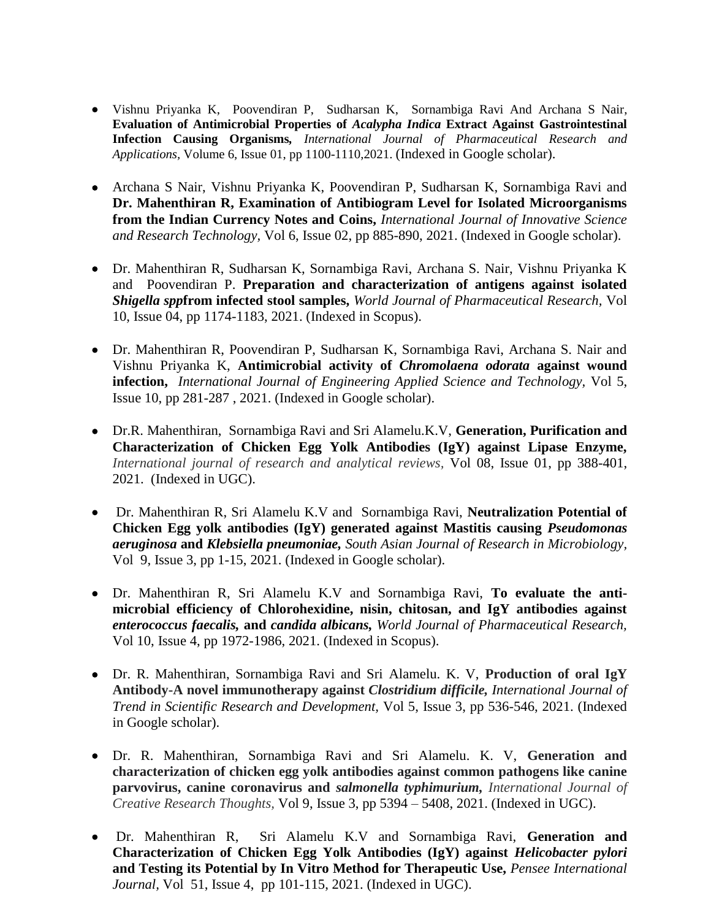- Vishnu Priyanka K, Poovendiran P, Sudharsan K, Sornambiga Ravi And Archana S Nair, **Evaluation of Antimicrobial Properties of *Acalypha Indica* Extract Against Gastrointestinal Infection Causing Organisms,** *International Journal of Pharmaceutical Research and Applications,* Volume 6, Issue 01, pp 1100-1110,2021. (Indexed in Google scholar).

- Archana S Nair, Vishnu Priyanka K, Poovendiran P, Sudharsan K, Sornambiga Ravi and **Dr. Mahenthiran R, Examination of Antibiogram Level for Isolated Microorganisms from the Indian Currency Notes and Coins,** *International Journal of Innovative Science and Research Technology,* Vol 6, Issue 02, pp 885-890, 2021. (Indexed in Google scholar).

- Dr. Mahenthiran R, Sudharsan K, Sornambiga Ravi, Archana S. Nair, Vishnu Priyanka K and Poovendiran P. **Preparation and characterization of antigens against isolated *Shigella spp*from infected stool samples,** *World Journal of Pharmaceutical Research,* Vol 10, Issue 04, pp 1174-1183, 2021. (Indexed in Scopus).

- Dr. Mahenthiran R, Poovendiran P, Sudharsan K, Sornambiga Ravi, Archana S. Nair and Vishnu Priyanka K, **Antimicrobial activity of *Chromolaena odorata* against wound infection,** *International Journal of Engineering Applied Science and Technology,* Vol 5, Issue 10, pp 281-287 , 2021. (Indexed in Google scholar).

- Dr.R. Mahenthiran, Sornambiga Ravi and Sri Alamelu.K.V, **Generation, Purification and Characterization of Chicken Egg Yolk Antibodies (IgY) against Lipase Enzyme,** *International journal of research and analytical reviews,* Vol 08, Issue 01, pp 388-401, 2021. (Indexed in UGC).

- Dr. Mahenthiran R, Sri Alamelu K.V and Sornambiga Ravi, **Neutralization Potential of Chicken Egg yolk antibodies (IgY) generated against Mastitis causing *Pseudomonas aeruginosa* and *Klebsiella pneumoniae*,** *South Asian Journal of Research in Microbiology,* Vol 9, Issue 3, pp 1-15, 2021. (Indexed in Google scholar).

- Dr. Mahenthiran R, Sri Alamelu K.V and Sornambiga Ravi, **To evaluate the anti-microbial efficiency of Chlorohexidine, nisin, chitosan, and IgY antibodies against *enterococcus faecalis,* and *candida albicans*,** *World Journal of Pharmaceutical Research,* Vol 10, Issue 4, pp 1972-1986, 2021. (Indexed in Scopus).

- Dr. R. Mahenthiran, Sornambiga Ravi and Sri Alamelu. K. V, **Production of oral IgY Antibody-A novel immunotherapy against *Clostridium difficile*,** *International Journal of Trend in Scientific Research and Development,* Vol 5, Issue 3, pp 536-546, 2021. (Indexed in Google scholar).

- Dr. R. Mahenthiran, Sornambiga Ravi and Sri Alamelu. K. V, **Generation and characterization of chicken egg yolk antibodies against common pathogens like canine parvovirus, canine coronavirus and *salmonella typhimurium*,** *International Journal of Creative Research Thoughts,* Vol 9, Issue 3, pp 5394 – 5408, 2021. (Indexed in UGC).

- Dr. Mahenthiran R, Sri Alamelu K.V and Sornambiga Ravi, **Generation and Characterization of Chicken Egg Yolk Antibodies (IgY) against *Helicobacter pylori* and Testing its Potential by In Vitro Method for Therapeutic Use,** *Pensee International Journal,* Vol 51, Issue 4, pp 101-115, 2021. (Indexed in UGC).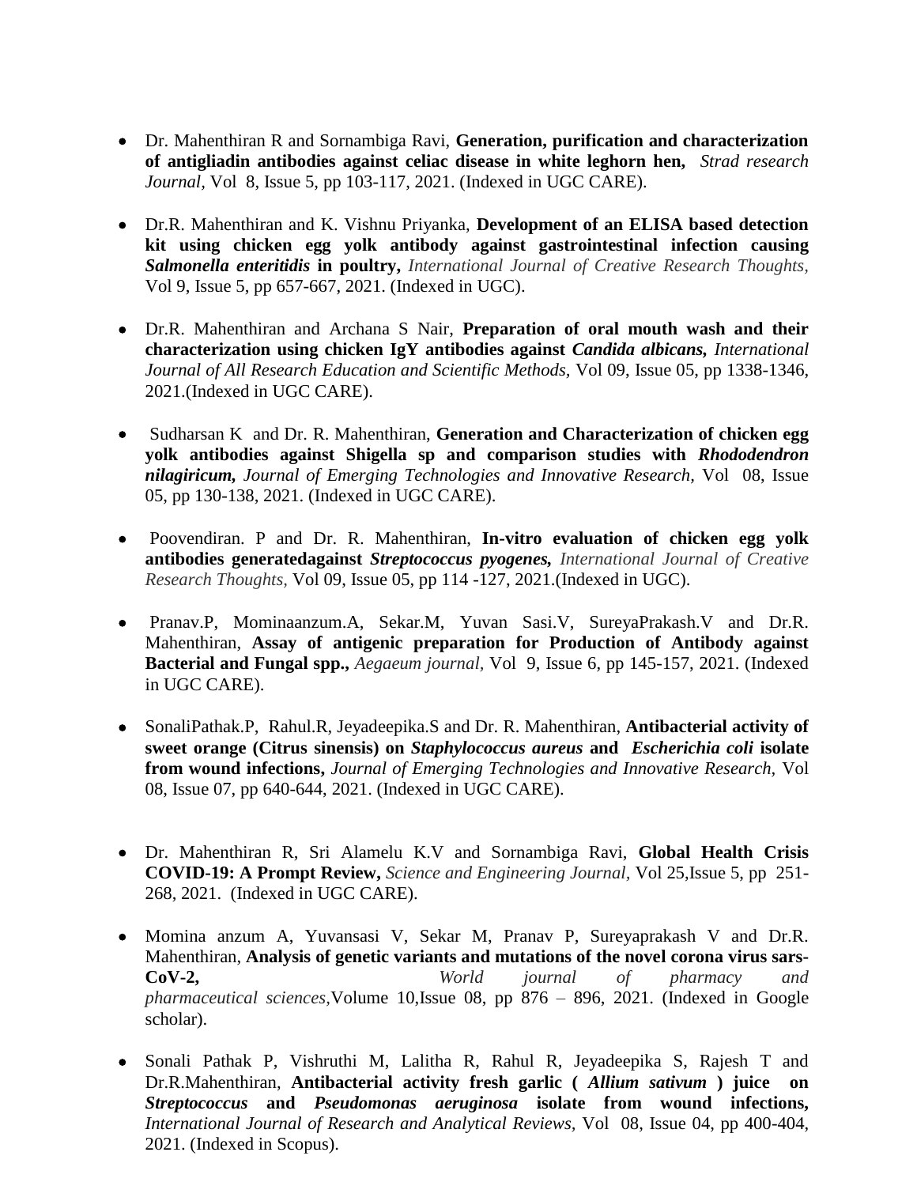- Dr. Mahenthiran R and Sornambiga Ravi, **Generation, purification and characterization of antigliadin antibodies against celiac disease in white leghorn hen,** *Strad research Journal,* Vol 8, Issue 5, pp 103-117, 2021. (Indexed in UGC CARE).

- Dr.R. Mahenthiran and K. Vishnu Priyanka, **Development of an ELISA based detection kit using chicken egg yolk antibody against gastrointestinal infection causing *Salmonella enteritidis* in poultry,** *International Journal of Creative Research Thoughts,* Vol 9, Issue 5, pp 657-667, 2021. (Indexed in UGC).

- Dr.R. Mahenthiran and Archana S Nair, **Preparation of oral mouth wash and their characterization using chicken IgY antibodies against *Candida albicans*,** *International Journal of All Research Education and Scientific Methods,* Vol 09, Issue 05, pp 1338-1346, 2021.(Indexed in UGC CARE).

- Sudharsan K and Dr. R. Mahenthiran, **Generation and Characterization of chicken egg yolk antibodies against Shigella sp and comparison studies with *Rhododendron nilagiricum*,** *Journal of Emerging Technologies and Innovative Research,* Vol 08, Issue 05, pp 130-138, 2021. (Indexed in UGC CARE).

- Poovendiran. P and Dr. R. Mahenthiran, **In-vitro evaluation of chicken egg yolk antibodies generatedagainst *Streptococcus pyogenes*,** *International Journal of Creative Research Thoughts,* Vol 09, Issue 05, pp 114 -127, 2021.(Indexed in UGC).

- Pranav.P, Mominaanzum.A, Sekar.M, Yuvan Sasi.V, SureyaPrakash.V and Dr.R. Mahenthiran, **Assay of antigenic preparation for Production of Antibody against Bacterial and Fungal spp.,** *Aegaeum journal,* Vol 9, Issue 6, pp 145-157, 2021. (Indexed in UGC CARE).

- SonaliPathak.P, Rahul.R, Jeyadeepika.S and Dr. R. Mahenthiran, **Antibacterial activity of sweet orange (Citrus sinensis) on *Staphylococcus aureus* and *Escherichia coli* isolate from wound infections,** *Journal of Emerging Technologies and Innovative Research*, Vol 08, Issue 07, pp 640-644, 2021. (Indexed in UGC CARE).

- Dr. Mahenthiran R, Sri Alamelu K.V and Sornambiga Ravi, **Global Health Crisis COVID-19: A Prompt Review,** *Science and Engineering Journal,* Vol 25,Issue 5, pp 251-268, 2021. (Indexed in UGC CARE).

- Momina anzum A, Yuvansasi V, Sekar M, Pranav P, Sureyaprakash V and Dr.R. Mahenthiran, **Analysis of genetic variants and mutations of the novel corona virus sars-CoV-2,** *World journal of pharmacy and pharmaceutical sciences,*Volume 10,Issue 08, pp 876 – 896, 2021. (Indexed in Google scholar).

- Sonali Pathak P, Vishruthi M, Lalitha R, Rahul R, Jeyadeepika S, Rajesh T and Dr.R.Mahenthiran, **Antibacterial activity fresh garlic ( *Allium sativum* ) juice on *Streptococcus* and *Pseudomonas aeruginosa* isolate from wound infections,** *International Journal of Research and Analytical Reviews,* Vol 08, Issue 04, pp 400-404, 2021. (Indexed in Scopus).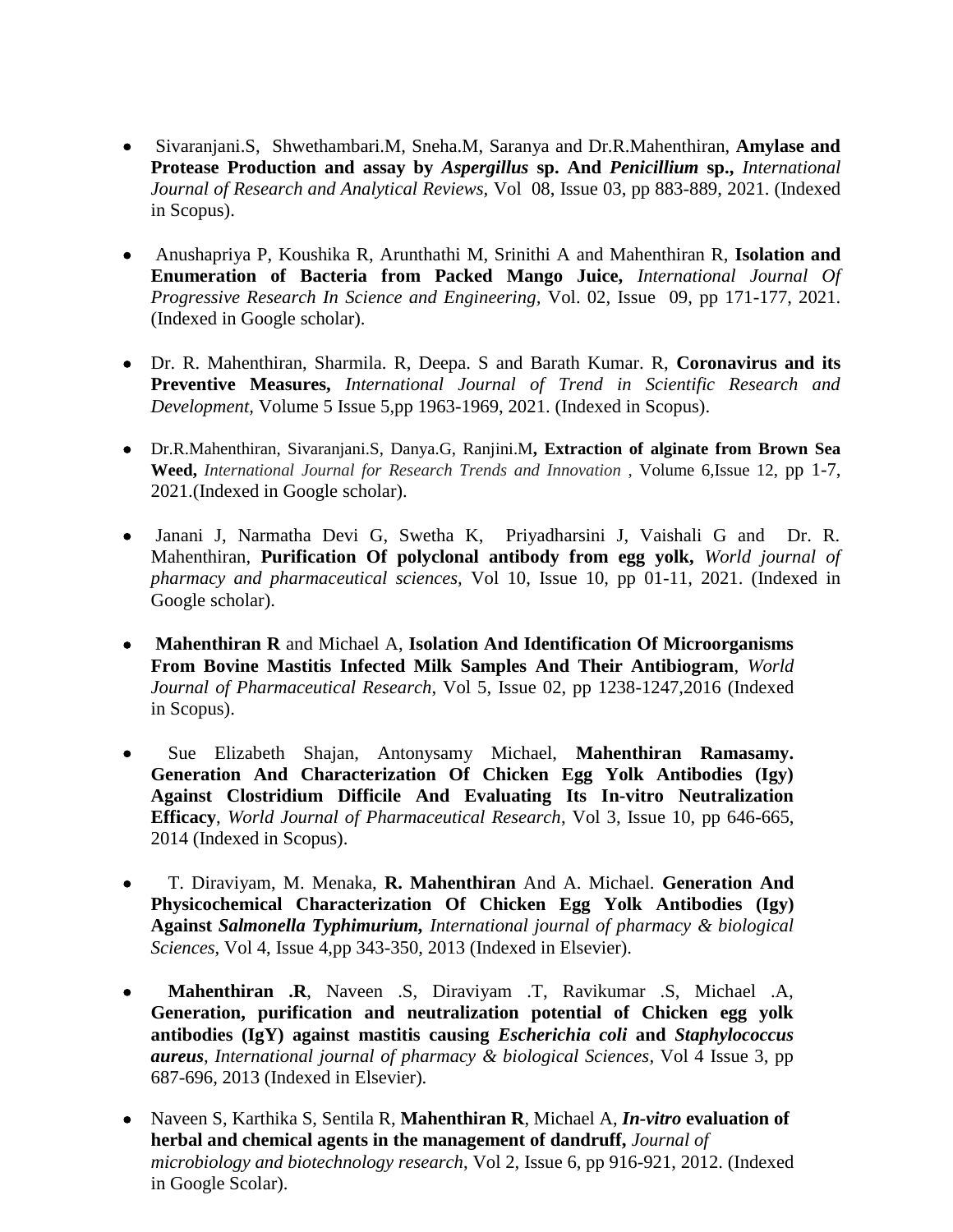- Sivaranjani.S, Shwethambari.M, Sneha.M, Saranya and Dr.R.Mahenthiran, **Amylase and Protease Production and assay by *Aspergillus* sp. And *Penicillium* sp.,** *International Journal of Research and Analytical Reviews*, Vol 08, Issue 03, pp 883-889, 2021. (Indexed in Scopus).

- Anushapriya P, Koushika R, Arunthathi M, Srinithi A and Mahenthiran R, **Isolation and Enumeration of Bacteria from Packed Mango Juice,** *International Journal Of Progressive Research In Science and Engineering*, Vol. 02, Issue 09, pp 171-177, 2021. (Indexed in Google scholar).

- Dr. R. Mahenthiran, Sharmila. R, Deepa. S and Barath Kumar. R, **Coronavirus and its Preventive Measures,** *International Journal of Trend in Scientific Research and Development*, Volume 5 Issue 5,pp 1963-1969, 2021. (Indexed in Scopus).

- Dr.R.Mahenthiran, Sivaranjani.S, Danya.G, Ranjini.M**, Extraction of alginate from Brown Sea Weed,** *International Journal for Research Trends and Innovation ,* Volume 6,Issue 12, pp 1-7, 2021.(Indexed in Google scholar).

- Janani J, Narmatha Devi G, Swetha K, Priyadharsini J, Vaishali G and Dr. R. Mahenthiran, **Purification Of polyclonal antibody from egg yolk,** *World journal of pharmacy and pharmaceutical sciences,* Vol 10, Issue 10, pp 01-11, 2021. (Indexed in Google scholar).

- **Mahenthiran R** and Michael A, **Isolation And Identification Of Microorganisms From Bovine Mastitis Infected Milk Samples And Their Antibiogram**, *World Journal of Pharmaceutical Research*, Vol 5, Issue 02, pp 1238-1247,2016 (Indexed in Scopus).

- Sue Elizabeth Shajan, Antonysamy Michael, **Mahenthiran Ramasamy. Generation And Characterization Of Chicken Egg Yolk Antibodies (Igy) Against Clostridium Difficile And Evaluating Its In-vitro Neutralization Efficacy**, *World Journal of Pharmaceutical Research*, Vol 3, Issue 10, pp 646-665, 2014 (Indexed in Scopus).

- T. Diraviyam, M. Menaka, **R. Mahenthiran** And A. Michael. **Generation And Physicochemical Characterization Of Chicken Egg Yolk Antibodies (Igy) Against *Salmonella Typhimurium*,** *International journal of pharmacy & biological Sciences*, Vol 4, Issue 4,pp 343-350, 2013 (Indexed in Elsevier).

- **Mahenthiran .R**, Naveen .S, Diraviyam .T, Ravikumar .S, Michael .A, **Generation, purification and neutralization potential of Chicken egg yolk antibodies (IgY) against mastitis causing *Escherichia coli* and *Staphylococcus aureus***, *International journal of pharmacy & biological Sciences*, Vol 4 Issue 3, pp 687-696, 2013 (Indexed in Elsevier).

- Naveen S, Karthika S, Sentila R, **Mahenthiran R**, Michael A, ***In-vitro* evaluation of herbal and chemical agents in the management of dandruff,** *Journal of microbiology and biotechnology research*, Vol 2, Issue 6, pp 916-921, 2012. (Indexed in Google Scolar).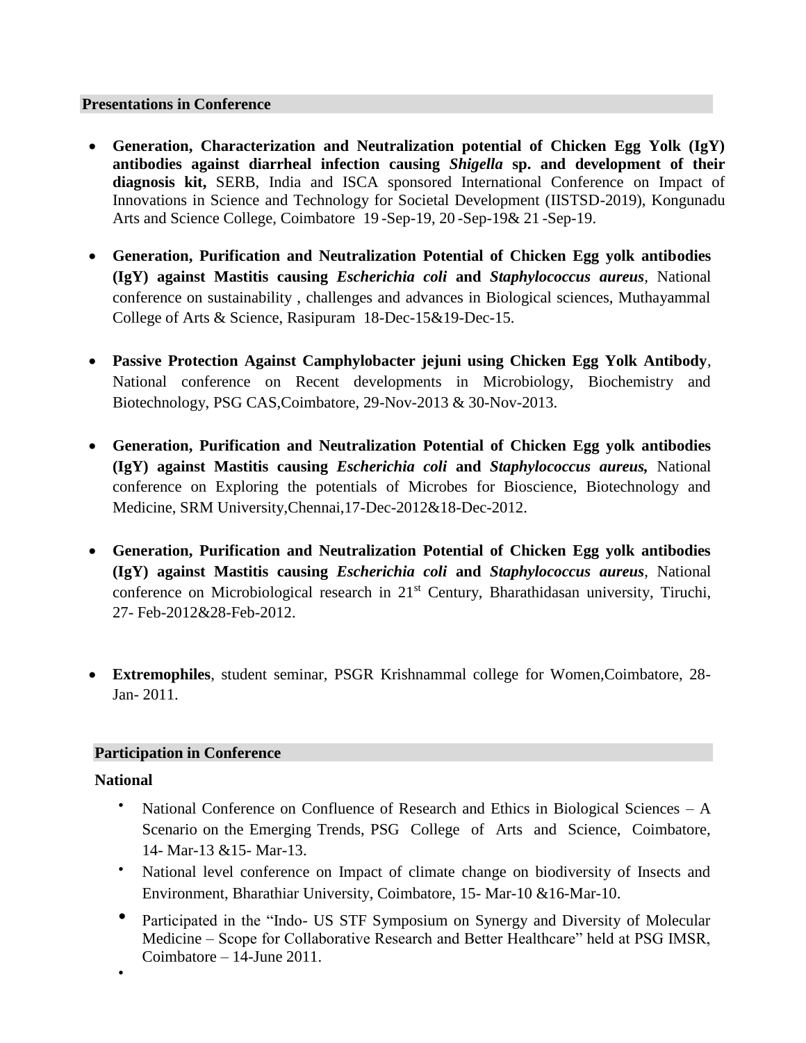## Presentations in Conference

- **Generation, Characterization and Neutralization potential of Chicken Egg Yolk (IgY) antibodies against diarrheal infection causing *Shigella* sp. and development of their diagnosis kit,** SERB, India and ISCA sponsored International Conference on Impact of Innovations in Science and Technology for Societal Development (IISTSD-2019), Kongunadu Arts and Science College, Coimbatore 19 -Sep-19, 20 -Sep-19& 21 -Sep-19.

- **Generation, Purification and Neutralization Potential of Chicken Egg yolk antibodies (IgY) against Mastitis causing *Escherichia coli* and *Staphylococcus aureus***, National conference on sustainability , challenges and advances in Biological sciences, Muthayammal College of Arts & Science, Rasipuram 18-Dec-15&19-Dec-15.

- **Passive Protection Against Camphylobacter jejuni using Chicken Egg Yolk Antibody**, National conference on Recent developments in Microbiology, Biochemistry and Biotechnology, PSG CAS,Coimbatore, 29-Nov-2013 & 30-Nov-2013.

- **Generation, Purification and Neutralization Potential of Chicken Egg yolk antibodies (IgY) against Mastitis causing *Escherichia coli* and *Staphylococcus aureus*,** National conference on Exploring the potentials of Microbes for Bioscience, Biotechnology and Medicine, SRM University,Chennai,17-Dec-2012&18-Dec-2012.

- **Generation, Purification and Neutralization Potential of Chicken Egg yolk antibodies (IgY) against Mastitis causing *Escherichia coli* and *Staphylococcus aureus***, National conference on Microbiological research in 21st Century, Bharathidasan university, Tiruchi, 27- Feb-2012&28-Feb-2012.

- **Extremophiles**, student seminar, PSGR Krishnammal college for Women,Coimbatore, 28-Jan- 2011.

## Participation in Conference

**National**

- National Conference on Confluence of Research and Ethics in Biological Sciences – A Scenario on the Emerging Trends, PSG College of Arts and Science, Coimbatore, 14- Mar-13 &15- Mar-13.
- National level conference on Impact of climate change on biodiversity of Insects and Environment, Bharathiar University, Coimbatore, 15- Mar-10 &16-Mar-10.
- Participated in the "Indo- US STF Symposium on Synergy and Diversity of Molecular Medicine – Scope for Collaborative Research and Better Healthcare" held at PSG IMSR, Coimbatore – 14-June 2011.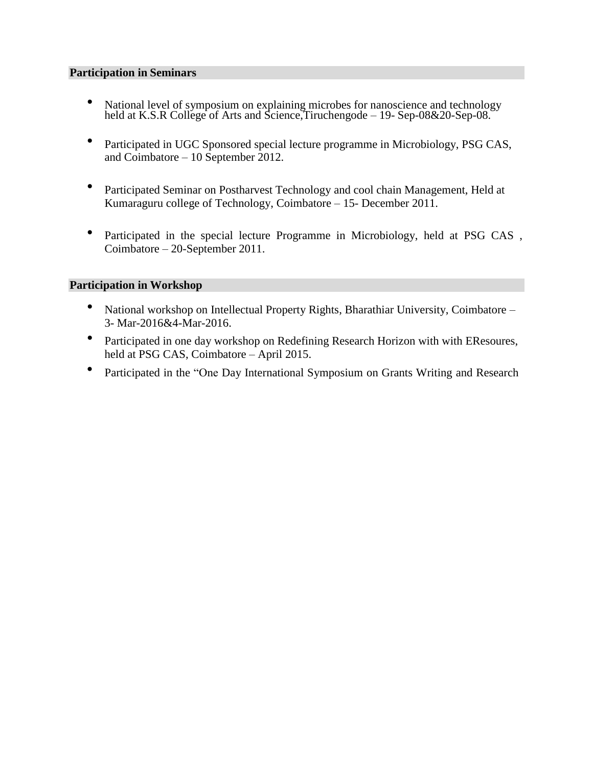## Participation in Seminars

- National level of symposium on explaining microbes for nanoscience and technology held at K.S.R College of Arts and Science,Tiruchengode – 19- Sep-08&20-Sep-08.
- Participated in UGC Sponsored special lecture programme in Microbiology, PSG CAS, and Coimbatore – 10 September 2012.
- Participated Seminar on Postharvest Technology and cool chain Management, Held at Kumaraguru college of Technology, Coimbatore – 15- December 2011.
- Participated in the special lecture Programme in Microbiology, held at PSG CAS , Coimbatore – 20-September 2011.

## Participation in Workshop

- National workshop on Intellectual Property Rights, Bharathiar University, Coimbatore – 3- Mar-2016&4-Mar-2016.
- Participated in one day workshop on Redefining Research Horizon with with EResoures, held at PSG CAS, Coimbatore – April 2015.
- Participated in the “One Day International Symposium on Grants Writing and Research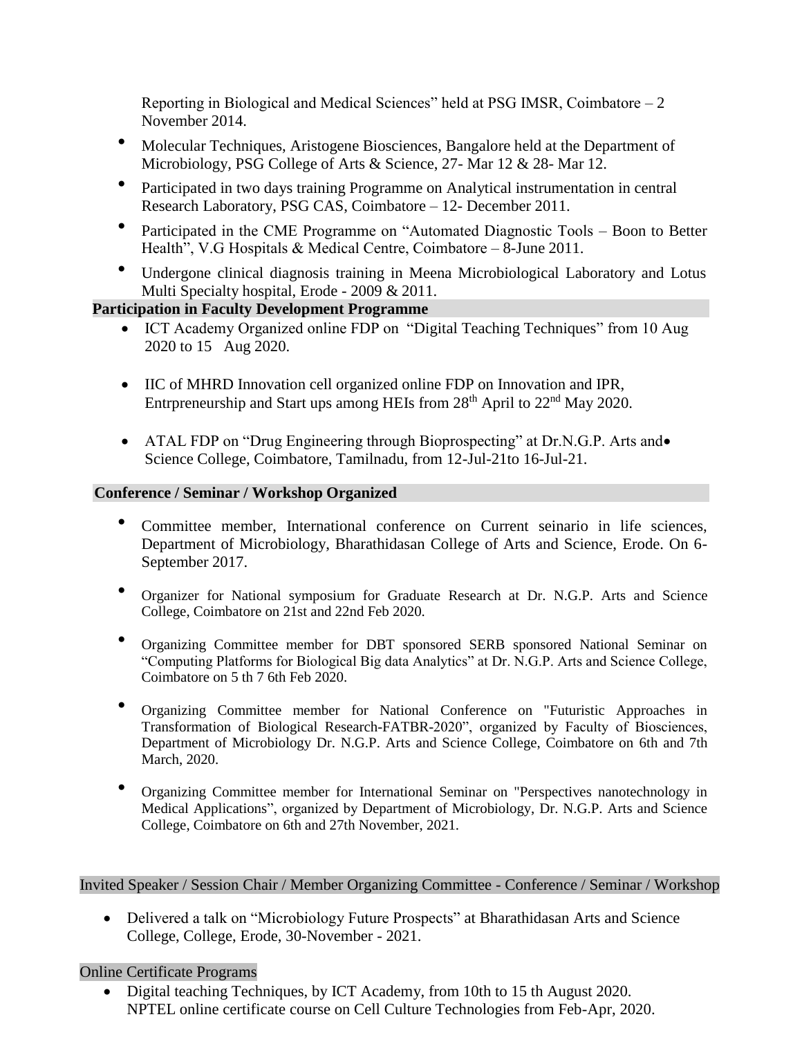Reporting in Biological and Medical Sciences" held at PSG IMSR, Coimbatore – 2 November 2014.

- Molecular Techniques, Aristogene Biosciences, Bangalore held at the Department of Microbiology, PSG College of Arts & Science, 27- Mar 12 & 28- Mar 12.
- Participated in two days training Programme on Analytical instrumentation in central Research Laboratory, PSG CAS, Coimbatore – 12- December 2011.
- Participated in the CME Programme on "Automated Diagnostic Tools – Boon to Better Health", V.G Hospitals & Medical Centre, Coimbatore – 8-June 2011.
- Undergone clinical diagnosis training in Meena Microbiological Laboratory and Lotus Multi Specialty hospital, Erode - 2009 & 2011.

**Participation in Faculty Development Programme**

- ICT Academy Organized online FDP on "Digital Teaching Techniques" from 10 Aug 2020 to 15 Aug 2020.
- IIC of MHRD Innovation cell organized online FDP on Innovation and IPR, Entrpreneurship and Start ups among HEIs from 28th April to 22nd May 2020.
- ATAL FDP on "Drug Engineering through Bioprospecting" at Dr.N.G.P. Arts and Science College, Coimbatore, Tamilnadu, from 12-Jul-21to 16-Jul-21.

**Conference / Seminar / Workshop Organized**

- Committee member, International conference on Current seinario in life sciences, Department of Microbiology, Bharathidasan College of Arts and Science, Erode. On 6-September 2017.
- Organizer for National symposium for Graduate Research at Dr. N.G.P. Arts and Science College, Coimbatore on 21st and 22nd Feb 2020.
- Organizing Committee member for DBT sponsored SERB sponsored National Seminar on "Computing Platforms for Biological Big data Analytics" at Dr. N.G.P. Arts and Science College, Coimbatore on 5 th 7 6th Feb 2020.
- Organizing Committee member for National Conference on "Futuristic Approaches in Transformation of Biological Research-FATBR-2020", organized by Faculty of Biosciences, Department of Microbiology Dr. N.G.P. Arts and Science College, Coimbatore on 6th and 7th March, 2020.
- Organizing Committee member for International Seminar on "Perspectives nanotechnology in Medical Applications", organized by Department of Microbiology, Dr. N.G.P. Arts and Science College, Coimbatore on 6th and 27th November, 2021.

Invited Speaker / Session Chair / Member Organizing Committee - Conference / Seminar / Workshop

- Delivered a talk on "Microbiology Future Prospects" at Bharathidasan Arts and Science College, College, Erode, 30-November - 2021.

Online Certificate Programs

- Digital teaching Techniques, by ICT Academy, from 10th to 15 th August 2020.
  NPTEL online certificate course on Cell Culture Technologies from Feb-Apr, 2020.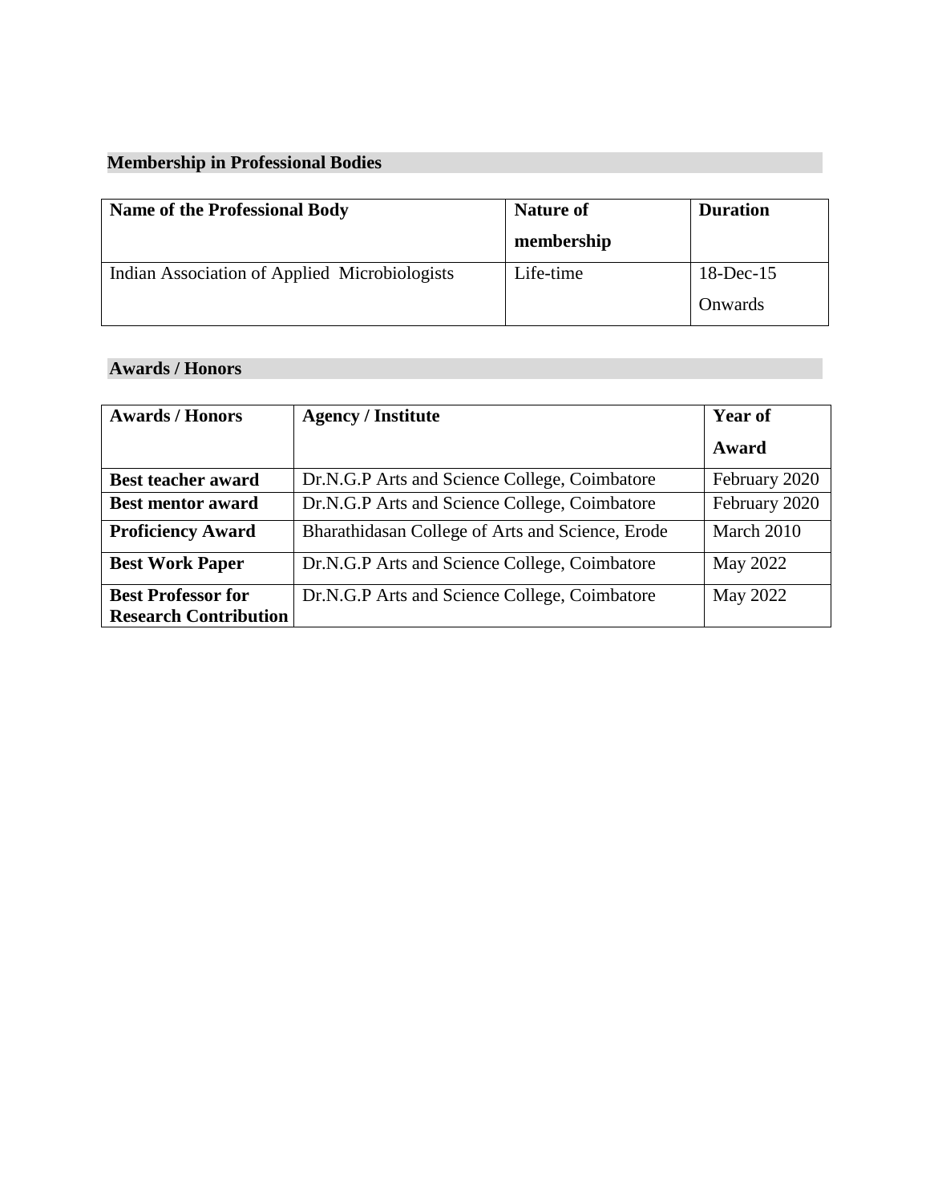## Membership in Professional Bodies

| Name of the Professional Body | Nature of membership | Duration |
| --- | --- | --- |
| Indian Association of Applied Microbiologists | Life-time | 18-Dec-15 Onwards |

## Awards / Honors

| Awards / Honors | Agency / Institute | Year of Award |
| --- | --- | --- |
| **Best teacher award** | Dr.N.G.P Arts and Science College, Coimbatore | February 2020 |
| **Best mentor award** | Dr.N.G.P Arts and Science College, Coimbatore | February 2020 |
| **Proficiency Award** | Bharathidasan College of Arts and Science, Erode | March 2010 |
| **Best Work Paper** | Dr.N.G.P Arts and Science College, Coimbatore | May 2022 |
| **Best Professor for Research Contribution** | Dr.N.G.P Arts and Science College, Coimbatore | May 2022 |